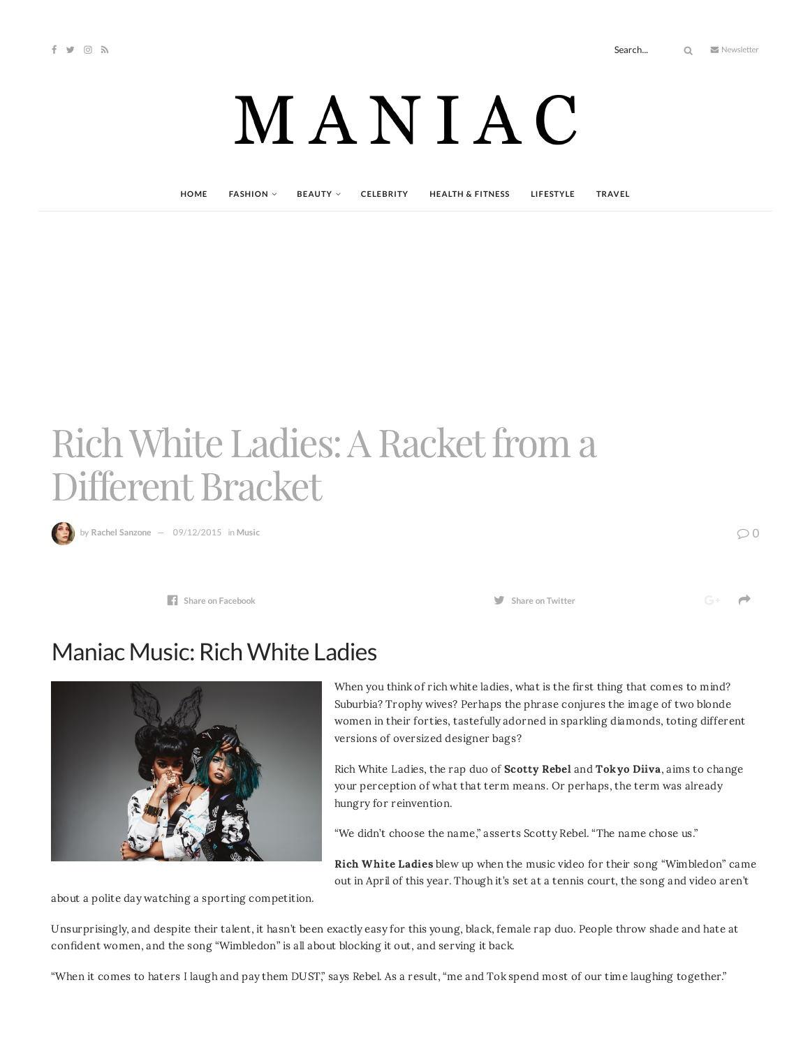# Rich White Ladies: A Racket from a Different Bracket

by Rachel Sanzone — 09/12/2015 in Music

## Maniac Music: Rich White Ladies

When you think of rich white ladies, what is the first thing that comes to mind? Suburbia? Trophy wives? Perhaps the phrase conjures the image of two blonde women in their forties, tastefully adorned in sparkling diamonds, toting different versions of oversized designer bags?

Rich White Ladies, the rap duo of **Scotty Rebel** and **Tokyo Diiva**, aims to change your perception of what that term means. Or perhaps, the term was already hungry for reinvention.

"We didn't choose the name," asserts Scotty Rebel. "The name chose us."

**Rich White Ladies** blew up when the music video for their song "Wimbledon" came out in April of this year. Though it's set at a tennis court, the song and video aren't about a polite day watching a sporting competition.

Unsurprisingly, and despite their talent, it hasn't been exactly easy for this young, black, female rap duo. People throw shade and hate at confident women, and the song "Wimbledon" is all about blocking it out, and serving it back.

"When it comes to haters I laugh and pay them DUST," says Rebel. As a result, "me and Tok spend most of our time laughing together."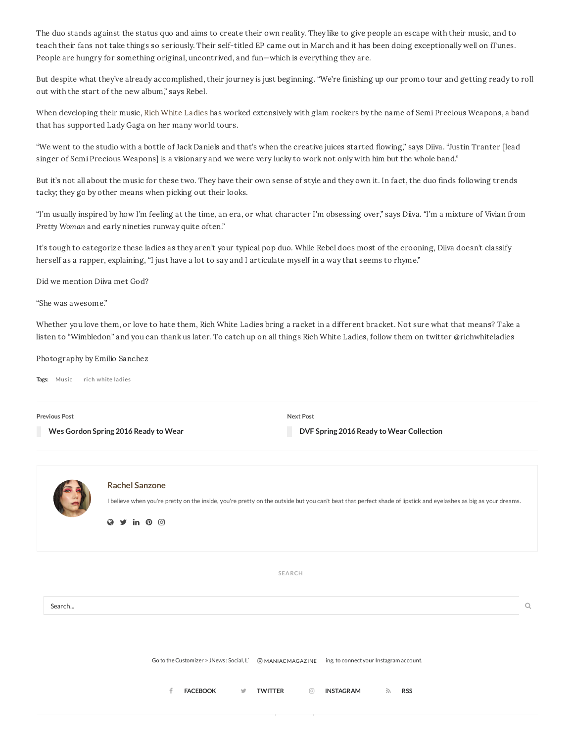The duo stands against the status quo and aims to create their own reality. They like to give people an escape with their music, and to teach their fans not take things so seriously. Their self-titled EP came out in March and it has been doing exceptionally well on iTunes. People are hungry for something original, uncontrived, and fun—which is everything they are.

But despite what they've already accomplished, their journey is just beginning. "We're finishing up our promo tour and getting ready to roll out with the start of the new album," says Rebel.

When developing their music, Rich White Ladies has worked extensively with glam rockers by the name of Semi Precious Weapons, a band that has supported Lady Gaga on her many world tours.

"We went to the studio with a bottle of Jack Daniels and that's when the creative juices started flowing," says Diiva. "Justin Tranter [lead singer of Semi Precious Weapons] is a visionary and we were very lucky to work not only with him but the whole band."

But it's not all about the music for these two. They have their own sense of style and they own it. In fact, the duo finds following trends tacky; they go by other means when picking out their looks.

"I'm usually inspired by how I'm feeling at the time, an era, or what character I'm obsessing over," says Diiva. "I'm a mixture of Vivian from *Pretty Woman* and early nineties runway quite often."

It's tough to categorize these ladies as they aren't your typical pop duo. While Rebel does most of the crooning, Diiva doesn't classify herself as a rapper, explaining, "I just have a lot to say and I articulate myself in a way that seems to rhyme."

Did we mention Diiva met God?

"She was awesome."

Whether you love them, or love to hate them, Rich White Ladies bring a racket in a different bracket. Not sure what that means? Take a listen to "Wimbledon" and you can thank us later. To catch up on all things Rich White Ladies, follow them on twitter @richwhiteladies

Photography by Emilio Sanchez

**Tags:** Music rich white ladies

Previous Post
**Wes Gordon Spring 2016 Ready to Wear**

Next Post
**DVF Spring 2016 Ready to Wear Collection**

**Rachel Sanzone**

I believe when you're pretty on the inside, you're pretty on the outside but you can't beat that perfect shade of lipstick and eyelashes as big as your dreams.

SEARCH

Search...

Go to the Customizer > JNews : Social, L MANIACMAGAZINE ing, to connect your Instagram account.

FACEBOOK TWITTER INSTAGRAM RSS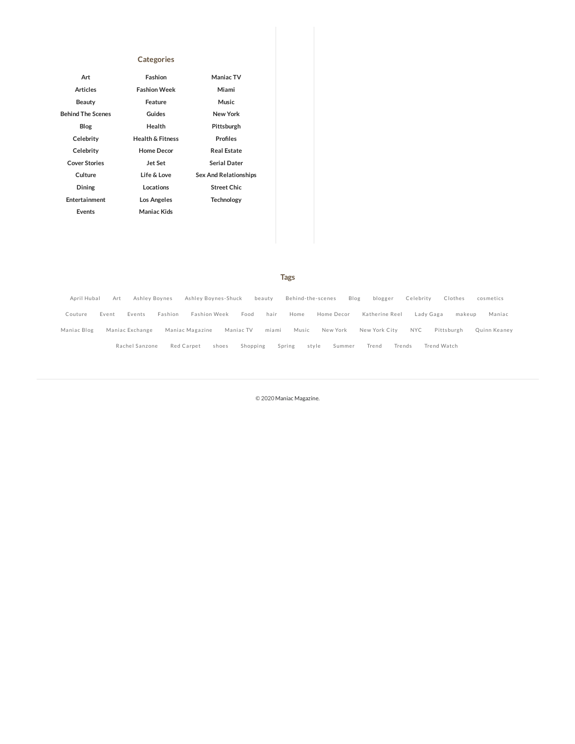## Categories

- Art
- Articles
- Beauty
- Behind The Scenes
- Blog
- Celebrity
- Celebrity
- Cover Stories
- Culture
- Dining
- Entertainment
- Events
- Fashion
- Fashion Week
- Feature
- Guides
- Health
- Health & Fitness
- Home Decor
- Jet Set
- Life & Love
- Locations
- Los Angeles
- Maniac Kids
- Maniac TV
- Miami
- Music
- New York
- Pittsburgh
- Profiles
- Real Estate
- Serial Dater
- Sex And Relationships
- Street Chic
- Technology

## Tags

April Hubal Art Ashley Boynes Ashley Boynes-Shuck beauty Behind-the-scenes Blog blogger Celebrity Clothes cosmetics Couture Event Events Fashion Fashion Week Food hair Home Home Decor Katherine Reel Lady Gaga makeup Maniac Maniac Blog Maniac Exchange Maniac Magazine Maniac TV miami Music New York New York City NYC Pittsburgh Quinn Keaney Rachel Sanzone Red Carpet shoes Shopping Spring style Summer Trend Trends Trend Watch

---

© 2020 Maniac Magazine.